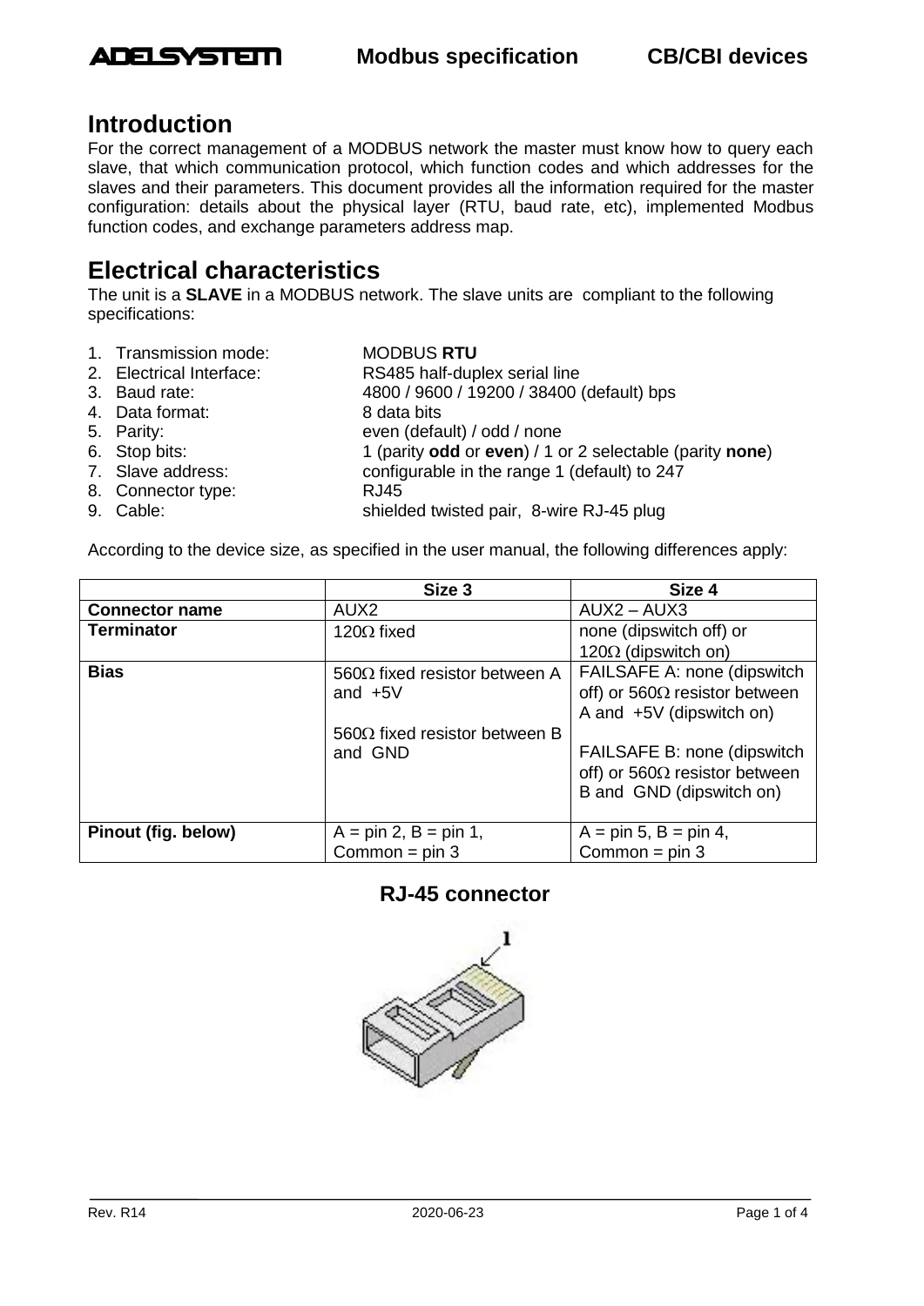## Introduction

For the correct management of a MODBUS network the master must know how to query each slave, that which communication protocol, which function codes and which addresses for the slaves and their parameters. This document provides all the information required for the master configuration: details about the physical layer (RTU, baud rate, etc), implemented Modbus function codes, and exchange parameters address map.

## Electrical characteristics

The unit is a **SLAVE** in a MODBUS network. The slave units are compliant to the following specifications:

1. Transmission mode: MODBUS **RTU**
2. Electrical Interface: RS485 half-duplex serial line
3. Baud rate: 4800 / 9600 / 19200 / 38400 (default) bps
4. Data format: 8 data bits
5. Parity: even (default) / odd / none
6. Stop bits: 1 (parity **odd** or **even**) / 1 or 2 selectable (parity **none**)
7. Slave address: configurable in the range 1 (default) to 247
8. Connector type: RJ45
9. Cable: shielded twisted pair, 8-wire RJ-45 plug

According to the device size, as specified in the user manual, the following differences apply:

| | Size 3 | Size 4 |
|---|---|---|
| **Connector name** | AUX2 | AUX2 – AUX3 |
| **Terminator** | 120Ω fixed | none (dipswitch off) or 120Ω (dipswitch on) |
| **Bias** | 560Ω fixed resistor between A and +5V<br><br>560Ω fixed resistor between B and GND | FAILSAFE A: none (dipswitch off) or 560Ω resistor between A and +5V (dipswitch on)<br><br>FAILSAFE B: none (dipswitch off) or 560Ω resistor between B and GND (dipswitch on) |
| **Pinout (fig. below)** | A = pin 2, B = pin 1, Common = pin 3 | A = pin 5, B = pin 4, Common = pin 3 |

### RJ-45 connector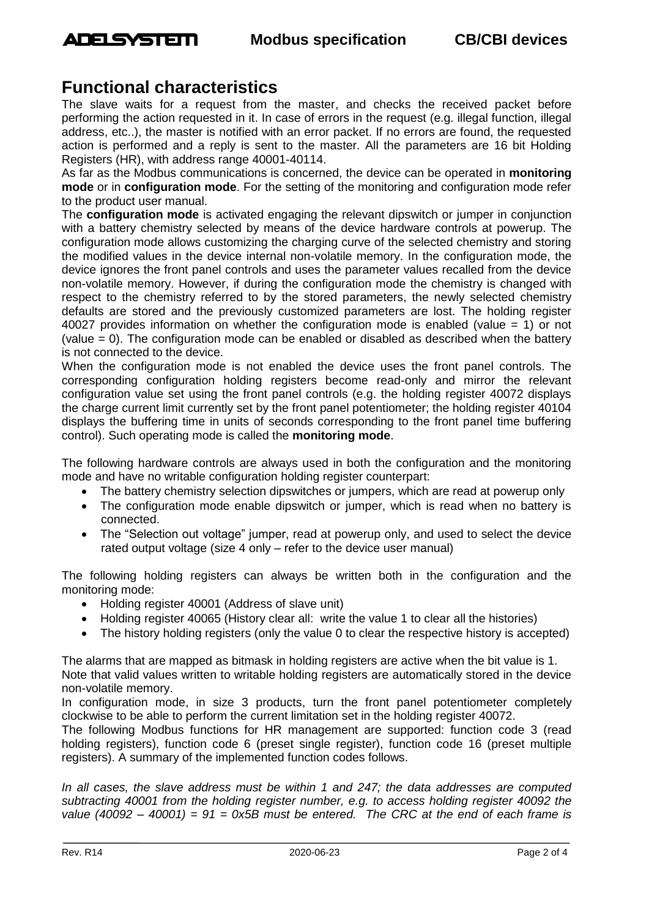# Functional characteristics

The slave waits for a request from the master, and checks the received packet before performing the action requested in it. In case of errors in the request (e.g. illegal function, illegal address, etc..), the master is notified with an error packet. If no errors are found, the requested action is performed and a reply is sent to the master. All the parameters are 16 bit Holding Registers (HR), with address range 40001-40114.

As far as the Modbus communications is concerned, the device can be operated in **monitoring mode** or in **configuration mode**. For the setting of the monitoring and configuration mode refer to the product user manual.

The **configuration mode** is activated engaging the relevant dipswitch or jumper in conjunction with a battery chemistry selected by means of the device hardware controls at powerup. The configuration mode allows customizing the charging curve of the selected chemistry and storing the modified values in the device internal non-volatile memory. In the configuration mode, the device ignores the front panel controls and uses the parameter values recalled from the device non-volatile memory. However, if during the configuration mode the chemistry is changed with respect to the chemistry referred to by the stored parameters, the newly selected chemistry defaults are stored and the previously customized parameters are lost. The holding register 40027 provides information on whether the configuration mode is enabled (value = 1) or not (value = 0). The configuration mode can be enabled or disabled as described when the battery is not connected to the device.

When the configuration mode is not enabled the device uses the front panel controls. The corresponding configuration holding registers become read-only and mirror the relevant configuration value set using the front panel controls (e.g. the holding register 40072 displays the charge current limit currently set by the front panel potentiometer; the holding register 40104 displays the buffering time in units of seconds corresponding to the front panel time buffering control). Such operating mode is called the **monitoring mode**.

The following hardware controls are always used in both the configuration and the monitoring mode and have no writable configuration holding register counterpart:

- The battery chemistry selection dipswitches or jumpers, which are read at powerup only
- The configuration mode enable dipswitch or jumper, which is read when no battery is connected.
- The "Selection out voltage" jumper, read at powerup only, and used to select the device rated output voltage (size 4 only – refer to the device user manual)

The following holding registers can always be written both in the configuration and the monitoring mode:

- Holding register 40001 (Address of slave unit)
- Holding register 40065 (History clear all: write the value 1 to clear all the histories)
- The history holding registers (only the value 0 to clear the respective history is accepted)

The alarms that are mapped as bitmask in holding registers are active when the bit value is 1.
Note that valid values written to writable holding registers are automatically stored in the device non-volatile memory.

In configuration mode, in size 3 products, turn the front panel potentiometer completely clockwise to be able to perform the current limitation set in the holding register 40072.

The following Modbus functions for HR management are supported: function code 3 (read holding registers), function code 6 (preset single register), function code 16 (preset multiple registers). A summary of the implemented function codes follows.

*In all cases, the slave address must be within 1 and 247; the data addresses are computed subtracting 40001 from the holding register number, e.g. to access holding register 40092 the value (40092 – 40001) = 91 = 0x5B must be entered. The CRC at the end of each frame is*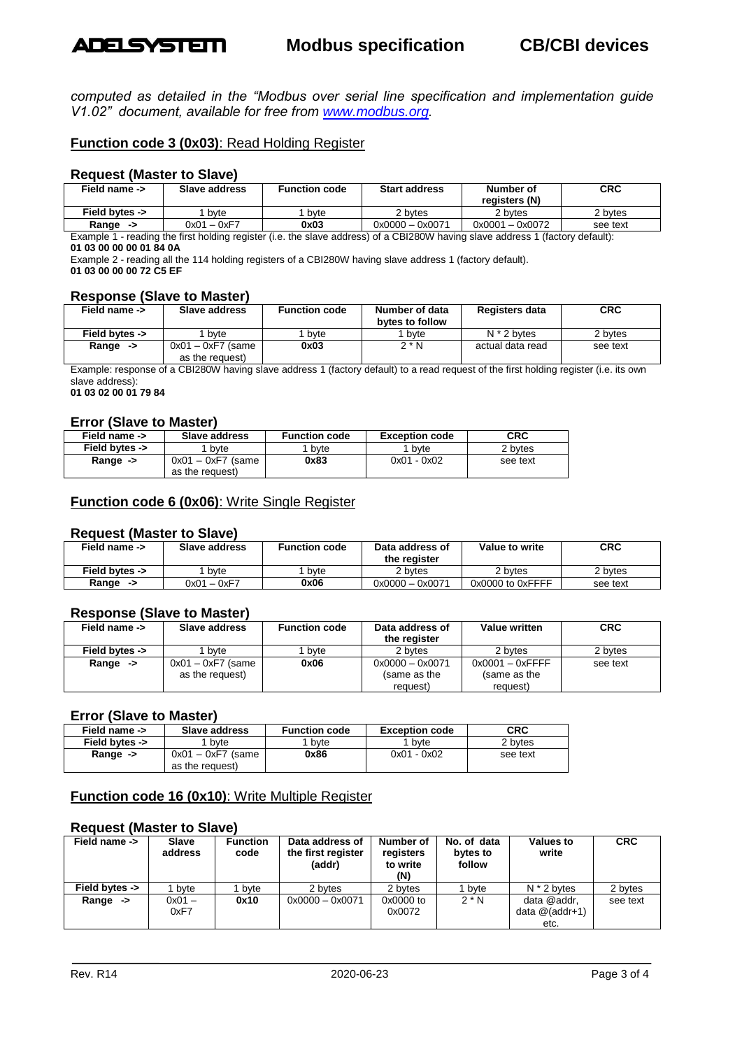*computed as detailed in the "Modbus over serial line specification and implementation guide V1.02" document, available for free from [www.modbus.org](http://www.modbus.org).*

## **Function code 3 (0x03)**: Read Holding Register

### Request (Master to Slave)

| Field name -> | Slave address | Function code | Start address | Number of registers (N) | CRC |
|---|---|---|---|---|---|
| Field bytes -> | 1 byte | 1 byte | 2 bytes | 2 bytes | 2 bytes |
| Range -> | 0x01 – 0xF7 | **0x03** | 0x0000 – 0x0071 | 0x0001 – 0x0072 | see text |

Example 1 - reading the first holding register (i.e. the slave address) of a CBI280W having slave address 1 (factory default):
**01 03 00 00 00 01 84 0A**

Example 2 - reading all the 114 holding registers of a CBI280W having slave address 1 (factory default).
**01 03 00 00 00 72 C5 EF**

### Response (Slave to Master)

| Field name -> | Slave address | Function code | Number of data bytes to follow | Registers data | CRC |
|---|---|---|---|---|---|
| Field bytes -> | 1 byte | 1 byte | 1 byte | N * 2 bytes | 2 bytes |
| Range -> | 0x01 – 0xF7 (same as the request) | **0x03** | 2 * N | actual data read | see text |

Example: response of a CBI280W having slave address 1 (factory default) to a read request of the first holding register (i.e. its own slave address):
**01 03 02 00 01 79 84**

### Error (Slave to Master)

| Field name -> | Slave address | Function code | Exception code | CRC |
|---|---|---|---|---|
| Field bytes -> | 1 byte | 1 byte | 1 byte | 2 bytes |
| Range -> | 0x01 – 0xF7 (same as the request) | **0x83** | 0x01 - 0x02 | see text |

## **Function code 6 (0x06)**: Write Single Register

### Request (Master to Slave)

| Field name -> | Slave address | Function code | Data address of the register | Value to write | CRC |
|---|---|---|---|---|---|
| Field bytes -> | 1 byte | 1 byte | 2 bytes | 2 bytes | 2 bytes |
| Range -> | 0x01 – 0xF7 | **0x06** | 0x0000 – 0x0071 | 0x0000 to 0xFFFF | see text |

### Response (Slave to Master)

| Field name -> | Slave address | Function code | Data address of the register | Value written | CRC |
|---|---|---|---|---|---|
| Field bytes -> | 1 byte | 1 byte | 2 bytes | 2 bytes | 2 bytes |
| Range -> | 0x01 – 0xF7 (same as the request) | **0x06** | 0x0000 – 0x0071 (same as the request) | 0x0001 – 0xFFFF (same as the request) | see text |

### Error (Slave to Master)

| Field name -> | Slave address | Function code | Exception code | CRC |
|---|---|---|---|---|
| Field bytes -> | 1 byte | 1 byte | 1 byte | 2 bytes |
| Range -> | 0x01 – 0xF7 (same as the request) | **0x86** | 0x01 - 0x02 | see text |

## **Function code 16 (0x10)**: Write Multiple Register

### Request (Master to Slave)

| Field name -> | Slave address | Function code | Data address of the first register (addr) | Number of registers to write (N) | No. of data bytes to follow | Values to write | CRC |
|---|---|---|---|---|---|---|---|
| Field bytes -> | 1 byte | 1 byte | 2 bytes | 2 bytes | 1 byte | N * 2 bytes | 2 bytes |
| Range -> | 0x01 – 0xF7 | **0x10** | 0x0000 – 0x0071 | 0x0000 to 0x0072 | 2 * N | data @addr, data @(addr+1) etc. | see text |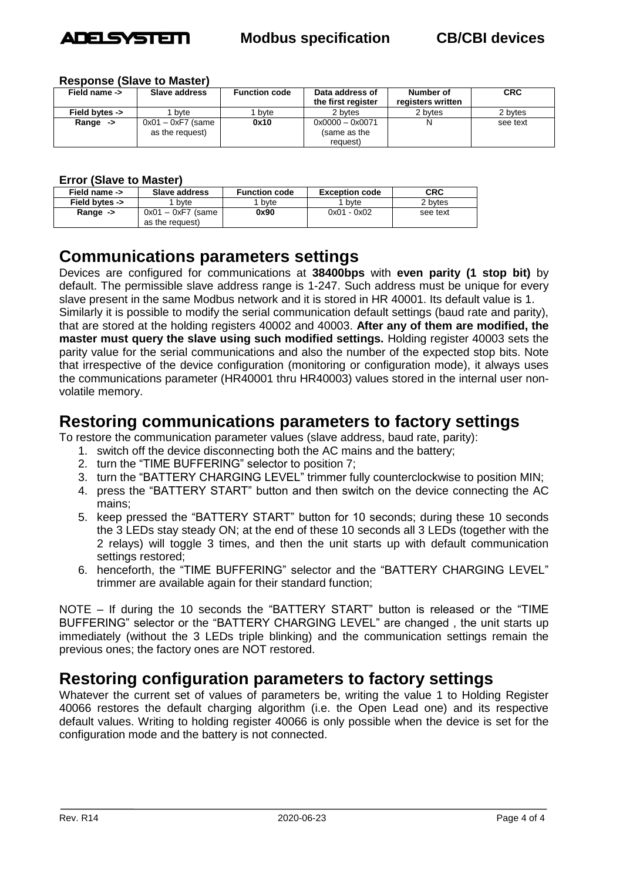**Response (Slave to Master)**

| Field name -> | Slave address | Function code | Data address of the first register | Number of registers written | CRC |
|---|---|---|---|---|---|
| Field bytes -> | 1 byte | 1 byte | 2 bytes | 2 bytes | 2 bytes |
| Range -> | 0x01 – 0xF7 (same as the request) | **0x10** | 0x0000 – 0x0071 (same as the request) | N | see text |

**Error (Slave to Master)**

| Field name -> | Slave address | Function code | Exception code | CRC |
|---|---|---|---|---|
| Field bytes -> | 1 byte | 1 byte | 1 byte | 2 bytes |
| Range -> | 0x01 – 0xF7 (same as the request) | **0x90** | 0x01 - 0x02 | see text |

# Communications parameters settings

Devices are configured for communications at **38400bps** with **even parity (1 stop bit)** by default. The permissible slave address range is 1-247. Such address must be unique for every slave present in the same Modbus network and it is stored in HR 40001. Its default value is 1.
Similarly it is possible to modify the serial communication default settings (baud rate and parity), that are stored at the holding registers 40002 and 40003. **After any of them are modified, the master must query the slave using such modified settings.** Holding register 40003 sets the parity value for the serial communications and also the number of the expected stop bits. Note that irrespective of the device configuration (monitoring or configuration mode), it always uses the communications parameter (HR40001 thru HR40003) values stored in the internal user non-volatile memory.

# Restoring communications parameters to factory settings

To restore the communication parameter values (slave address, baud rate, parity):

1. switch off the device disconnecting both the AC mains and the battery;
2. turn the "TIME BUFFERING" selector to position 7;
3. turn the "BATTERY CHARGING LEVEL" trimmer fully counterclockwise to position MIN;
4. press the "BATTERY START" button and then switch on the device connecting the AC mains;
5. keep pressed the "BATTERY START" button for 10 seconds; during these 10 seconds the 3 LEDs stay steady ON; at the end of these 10 seconds all 3 LEDs (together with the 2 relays) will toggle 3 times, and then the unit starts up with default communication settings restored;
6. henceforth, the "TIME BUFFERING" selector and the "BATTERY CHARGING LEVEL" trimmer are available again for their standard function;

NOTE – If during the 10 seconds the "BATTERY START" button is released or the "TIME BUFFERING" selector or the "BATTERY CHARGING LEVEL" are changed , the unit starts up immediately (without the 3 LEDs triple blinking) and the communication settings remain the previous ones; the factory ones are NOT restored.

# Restoring configuration parameters to factory settings

Whatever the current set of values of parameters be, writing the value 1 to Holding Register 40066 restores the default charging algorithm (i.e. the Open Lead one) and its respective default values. Writing to holding register 40066 is only possible when the device is set for the configuration mode and the battery is not connected.